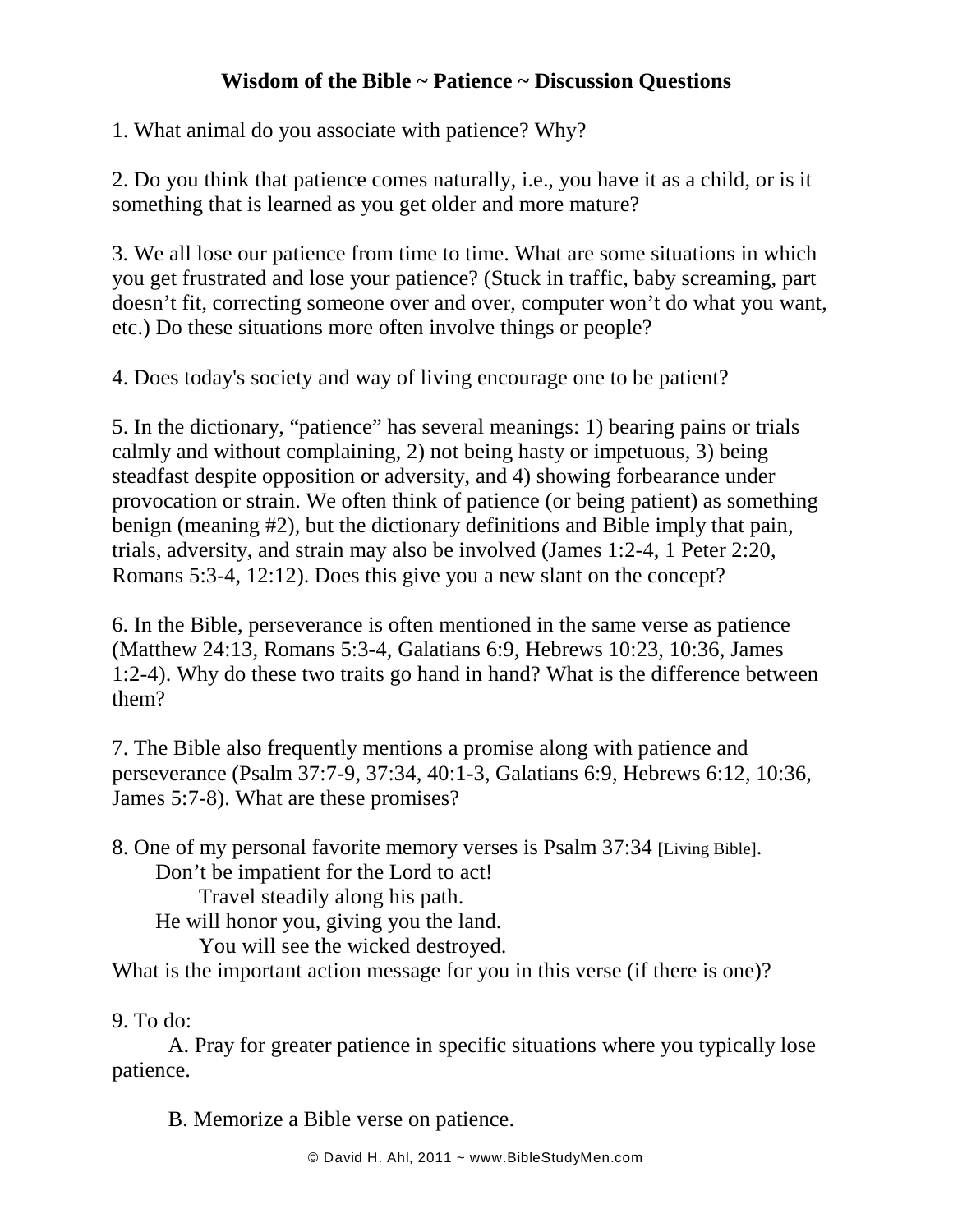# Wisdom of the Bible ~ Patience ~ Discussion Questions

1. What animal do you associate with patience? Why?

2. Do you think that patience comes naturally, i.e., you have it as a child, or is it something that is learned as you get older and more mature?

3. We all lose our patience from time to time. What are some situations in which you get frustrated and lose your patience? (Stuck in traffic, baby screaming, part doesn't fit, correcting someone over and over, computer won't do what you want, etc.) Do these situations more often involve things or people?

4. Does today's society and way of living encourage one to be patient?

5. In the dictionary, "patience" has several meanings: 1) bearing pains or trials calmly and without complaining, 2) not being hasty or impetuous, 3) being steadfast despite opposition or adversity, and 4) showing forbearance under provocation or strain. We often think of patience (or being patient) as something benign (meaning #2), but the dictionary definitions and Bible imply that pain, trials, adversity, and strain may also be involved (James 1:2-4, 1 Peter 2:20, Romans 5:3-4, 12:12). Does this give you a new slant on the concept?

6. In the Bible, perseverance is often mentioned in the same verse as patience (Matthew 24:13, Romans 5:3-4, Galatians 6:9, Hebrews 10:23, 10:36, James 1:2-4). Why do these two traits go hand in hand? What is the difference between them?

7. The Bible also frequently mentions a promise along with patience and perseverance (Psalm 37:7-9, 37:34, 40:1-3, Galatians 6:9, Hebrews 6:12, 10:36, James 5:7-8). What are these promises?

8. One of my personal favorite memory verses is Psalm 37:34 [Living Bible].

> Don't be impatient for the Lord to act!
> &nbsp;&nbsp;&nbsp;&nbsp;Travel steadily along his path.
> He will honor you, giving you the land.
> &nbsp;&nbsp;&nbsp;&nbsp;You will see the wicked destroyed.

What is the important action message for you in this verse (if there is one)?

9. To do:

A. Pray for greater patience in specific situations where you typically lose patience.

B. Memorize a Bible verse on patience.

© David H. Ahl, 2011 ~ www.BibleStudyMen.com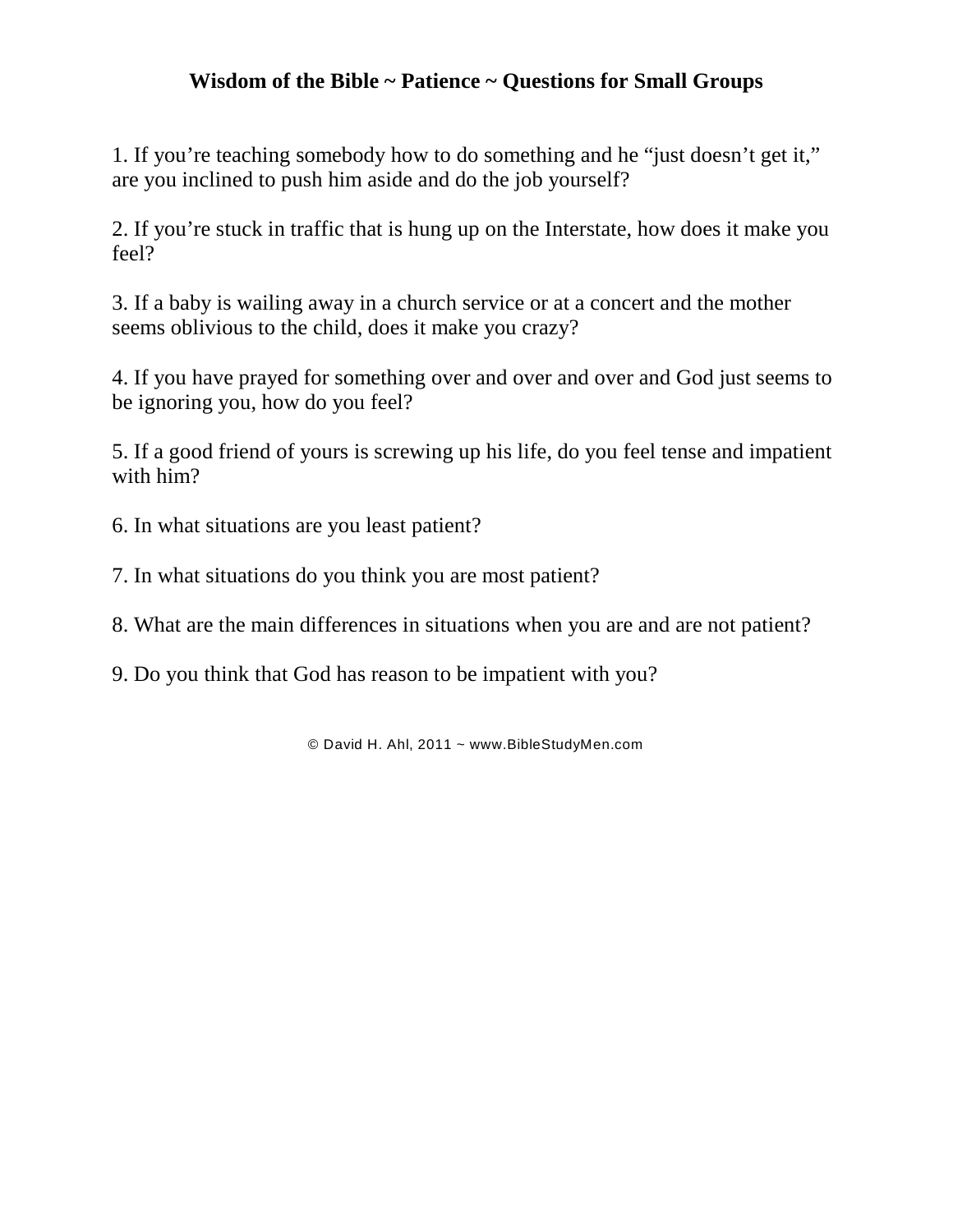# Wisdom of the Bible ~ Patience ~ Questions for Small Groups

1. If you’re teaching somebody how to do something and he “just doesn’t get it,” are you inclined to push him aside and do the job yourself?

2. If you’re stuck in traffic that is hung up on the Interstate, how does it make you feel?

3. If a baby is wailing away in a church service or at a concert and the mother seems oblivious to the child, does it make you crazy?

4. If you have prayed for something over and over and over and God just seems to be ignoring you, how do you feel?

5. If a good friend of yours is screwing up his life, do you feel tense and impatient with him?

6. In what situations are you least patient?

7. In what situations do you think you are most patient?

8. What are the main differences in situations when you are and are not patient?

9. Do you think that God has reason to be impatient with you?

© David H. Ahl, 2011 ~ www.BibleStudyMen.com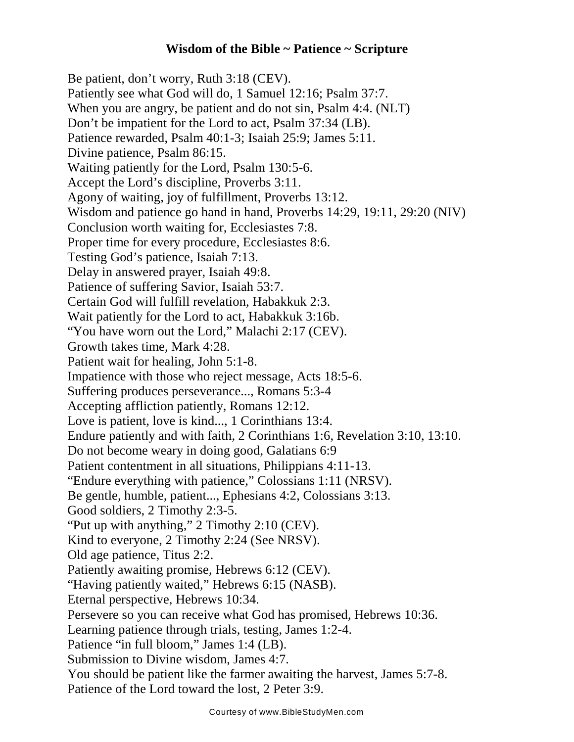**Wisdom of the Bible ~ Patience ~ Scripture**

Be patient, don’t worry, Ruth 3:18 (CEV).
Patiently see what God will do, 1 Samuel 12:16; Psalm 37:7.
When you are angry, be patient and do not sin, Psalm 4:4. (NLT)
Don’t be impatient for the Lord to act, Psalm 37:34 (LB).
Patience rewarded, Psalm 40:1-3; Isaiah 25:9; James 5:11.
Divine patience, Psalm 86:15.
Waiting patiently for the Lord, Psalm 130:5-6.
Accept the Lord’s discipline, Proverbs 3:11.
Agony of waiting, joy of fulfillment, Proverbs 13:12.
Wisdom and patience go hand in hand, Proverbs 14:29, 19:11, 29:20 (NIV)
Conclusion worth waiting for, Ecclesiastes 7:8.
Proper time for every procedure, Ecclesiastes 8:6.
Testing God’s patience, Isaiah 7:13.
Delay in answered prayer, Isaiah 49:8.
Patience of suffering Savior, Isaiah 53:7.
Certain God will fulfill revelation, Habakkuk 2:3.
Wait patiently for the Lord to act, Habakkuk 3:16b.
“You have worn out the Lord,” Malachi 2:17 (CEV).
Growth takes time, Mark 4:28.
Patient wait for healing, John 5:1-8.
Impatience with those who reject message, Acts 18:5-6.
Suffering produces perseverance..., Romans 5:3-4
Accepting affliction patiently, Romans 12:12.
Love is patient, love is kind..., 1 Corinthians 13:4.
Endure patiently and with faith, 2 Corinthians 1:6, Revelation 3:10, 13:10.
Do not become weary in doing good, Galatians 6:9
Patient contentment in all situations, Philippians 4:11-13.
“Endure everything with patience,” Colossians 1:11 (NRSV).
Be gentle, humble, patient..., Ephesians 4:2, Colossians 3:13.
Good soldiers, 2 Timothy 2:3-5.
“Put up with anything,” 2 Timothy 2:10 (CEV).
Kind to everyone, 2 Timothy 2:24 (See NRSV).
Old age patience, Titus 2:2.
Patiently awaiting promise, Hebrews 6:12 (CEV).
“Having patiently waited,” Hebrews 6:15 (NASB).
Eternal perspective, Hebrews 10:34.
Persevere so you can receive what God has promised, Hebrews 10:36.
Learning patience through trials, testing, James 1:2-4.
Patience “in full bloom,” James 1:4 (LB).
Submission to Divine wisdom, James 4:7.
You should be patient like the farmer awaiting the harvest, James 5:7-8.
Patience of the Lord toward the lost, 2 Peter 3:9.

Courtesy of www.BibleStudyMen.com